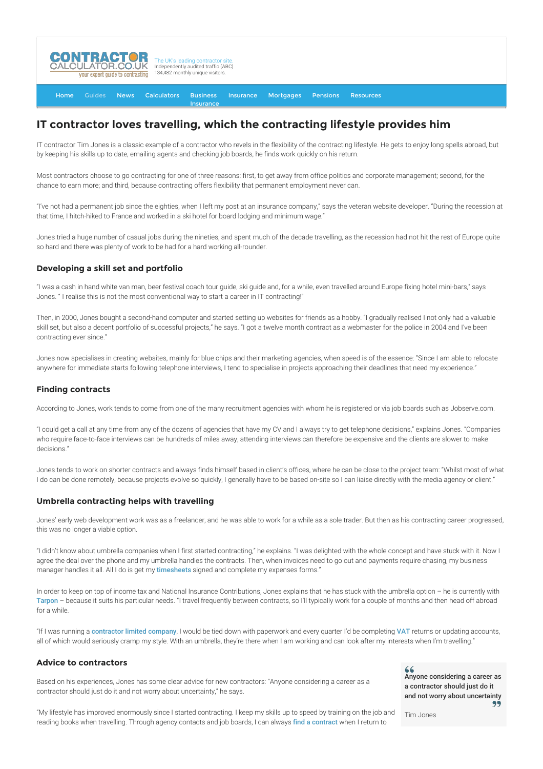The UK's leading contractor site.
Independently audited traffic (ABC)
134,482 monthly unique visitors.

Home Guides News Calculators Business Insurance Insurance Mortgages Pensions Resources

# IT contractor loves travelling, which the contracting lifestyle provides him

IT contractor Tim Jones is a classic example of a contractor who revels in the flexibility of the contracting lifestyle. He gets to enjoy long spells abroad, but by keeping his skills up to date, emailing agents and checking job boards, he finds work quickly on his return.

Most contractors choose to go contracting for one of three reasons: first, to get away from office politics and corporate management; second, for the chance to earn more; and third, because contracting offers flexibility that permanent employment never can.

"I've not had a permanent job since the eighties, when I left my post at an insurance company," says the veteran website developer. "During the recession at that time, I hitch-hiked to France and worked in a ski hotel for board lodging and minimum wage."

Jones tried a huge number of casual jobs during the nineties, and spent much of the decade travelling, as the recession had not hit the rest of Europe quite so hard and there was plenty of work to be had for a hard working all-rounder.

## Developing a skill set and portfolio

"I was a cash in hand white van man, beer festival coach tour guide, ski guide and, for a while, even travelled around Europe fixing hotel mini-bars," says Jones. " I realise this is not the most conventional way to start a career in IT contracting!"

Then, in 2000, Jones bought a second-hand computer and started setting up websites for friends as a hobby. "I gradually realised I not only had a valuable skill set, but also a decent portfolio of successful projects," he says. "I got a twelve month contract as a webmaster for the police in 2004 and I've been contracting ever since."

Jones now specialises in creating websites, mainly for blue chips and their marketing agencies, when speed is of the essence: "Since I am able to relocate anywhere for immediate starts following telephone interviews, I tend to specialise in projects approaching their deadlines that need my experience."

## Finding contracts

According to Jones, work tends to come from one of the many recruitment agencies with whom he is registered or via job boards such as Jobserve.com.

"I could get a call at any time from any of the dozens of agencies that have my CV and I always try to get telephone decisions," explains Jones. "Companies who require face-to-face interviews can be hundreds of miles away, attending interviews can therefore be expensive and the clients are slower to make decisions."

Jones tends to work on shorter contracts and always finds himself based in client's offices, where he can be close to the project team: "Whilst most of what I do can be done remotely, because projects evolve so quickly, I generally have to be based on-site so I can liaise directly with the media agency or client."

## Umbrella contracting helps with travelling

Jones' early web development work was as a freelancer, and he was able to work for a while as a sole trader. But then as his contracting career progressed, this was no longer a viable option.

"I didn't know about umbrella companies when I first started contracting," he explains. "I was delighted with the whole concept and have stuck with it. Now I agree the deal over the phone and my umbrella handles the contracts. Then, when invoices need to go out and payments require chasing, my business manager handles it all. All I do is get my timesheets signed and complete my expenses forms."

In order to keep on top of income tax and National Insurance Contributions, Jones explains that he has stuck with the umbrella option – he is currently with Tarpon – because it suits his particular needs. "I travel frequently between contracts, so I'll typically work for a couple of months and then head off abroad for a while.

"If I was running a contractor limited company, I would be tied down with paperwork and every quarter I'd be completing VAT returns or updating accounts, all of which would seriously cramp my style. With an umbrella, they're there when I am working and can look after my interests when I'm travelling."

## Advice to contractors

Based on his experiences, Jones has some clear advice for new contractors: "Anyone considering a career as a contractor should just do it and not worry about uncertainty," he says.

> **Anyone considering a career as a contractor should just do it and not worry about uncertainty**
>
> Tim Jones

"My lifestyle has improved enormously since I started contracting. I keep my skills up to speed by training on the job and reading books when travelling. Through agency contacts and job boards, I can always find a contract when I return to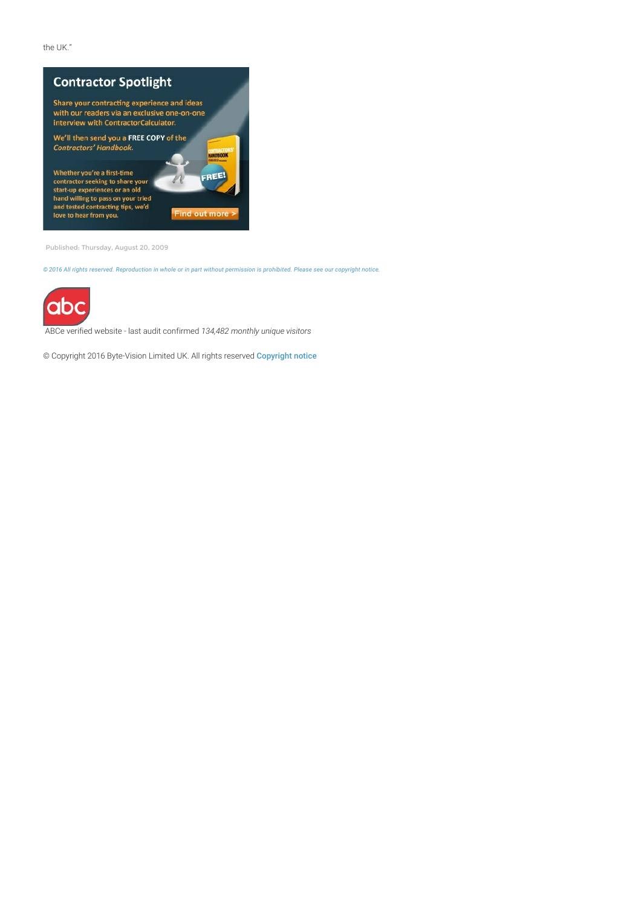the UK."

Published: Thursday, August 20, 2009

*© 2016 All rights reserved. Reproduction in whole or in part without permission is prohibited. Please see our copyright notice.*

ABCe verified website - last audit confirmed *134,482 monthly unique visitors*

© Copyright 2016 Byte-Vision Limited UK. All rights reserved **Copyright notice**